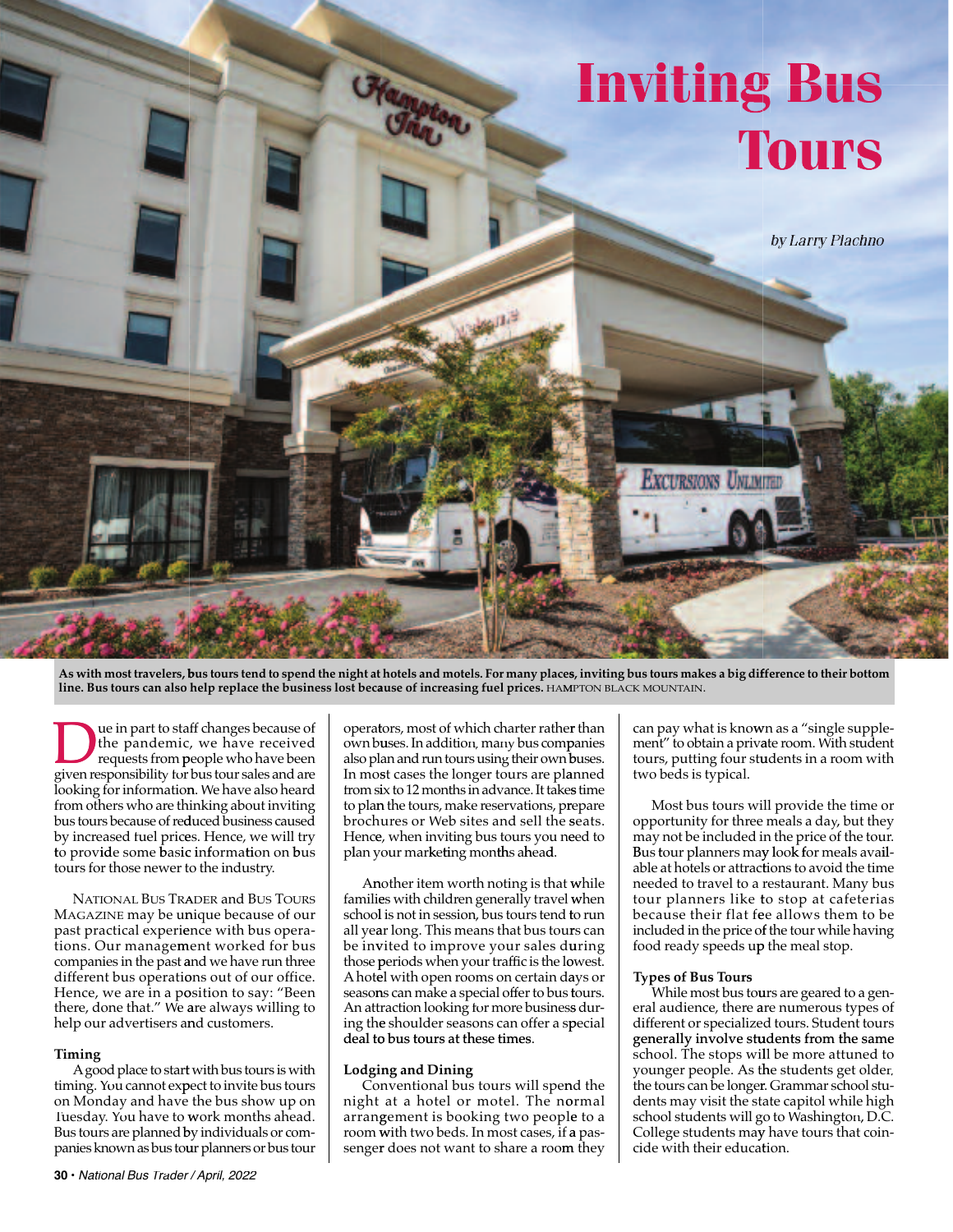# Inviting Bus Tours

*by Larry Plachno*

**As with most travelers, bus tours tend to spend the night at hotels and motels. For many places, inviting bus tours makes a big difference to their bottom line. Bus tours can also help replace the business lost because of increasing fuel prices.** HAMPTON BLACK MOUNTAIN.

Due in part to staff changes because of the pandemic, we have received requests from people who have been given responsibility for bus tour sales and are looking for information. We have also heard from others who are thinking about inviting bus tours because of reduced business caused by increased fuel prices. Hence, we will try to provide some basic information on bus tours for those newer to the industry.

NATIONAL BUS TRADER and BUS TOURS MAGAZINE may be unique because of our past practical experience with bus operations. Our management worked for bus companies in the past and we have run three different bus operations out of our office. Hence, we are in a position to say: "Been there, done that." We are always willing to help our advertisers and customers.

### Timing

A good place to start with bus tours is with timing. You cannot expect to invite bus tours on Monday and have the bus show up on Tuesday. You have to work months ahead. Bus tours are planned by individuals or companies known as bus tour planners or bus tour operators, most of which charter rather than own buses. In addition, many bus companies also plan and run tours using their own buses. In most cases the longer tours are planned from six to 12 months in advance. It takes time to plan the tours, make reservations, prepare brochures or Web sites and sell the seats. Hence, when inviting bus tours you need to plan your marketing months ahead.

Another item worth noting is that while families with children generally travel when school is not in session, bus tours tend to run all year long. This means that bus tours can be invited to improve your sales during those periods when your traffic is the lowest. A hotel with open rooms on certain days or seasons can make a special offer to bus tours. An attraction looking for more business during the shoulder seasons can offer a special deal to bus tours at these times.

### Lodging and Dining

Conventional bus tours will spend the night at a hotel or motel. The normal arrangement is booking two people to a room with two beds. In most cases, if a passenger does not want to share a room they can pay what is known as a "single supplement" to obtain a private room. With student tours, putting four students in a room with two beds is typical.

Most bus tours will provide the time or opportunity for three meals a day, but they may not be included in the price of the tour. Bus tour planners may look for meals available at hotels or attractions to avoid the time needed to travel to a restaurant. Many bus tour planners like to stop at cafeterias because their flat fee allows them to be included in the price of the tour while having food ready speeds up the meal stop.

### Types of Bus Tours

While most bus tours are geared to a general audience, there are numerous types of different or specialized tours. Student tours generally involve students from the same school. The stops will be more attuned to younger people. As the students get older, the tours can be longer. Grammar school students may visit the state capitol while high school students will go to Washington, D.C. College students may have tours that coincide with their education.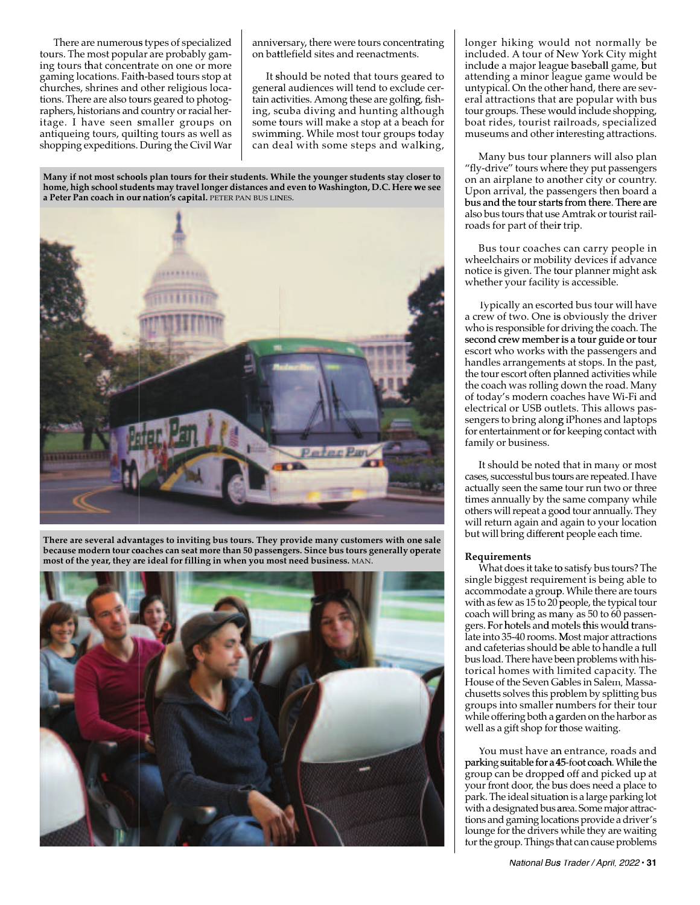There are numerous types of specialized tours. The most popular are probably gaming tours that concentrate on one or more gaming locations. Faith-based tours stop at churches, shrines and other religious locations. There are also tours geared to photographers, historians and country or racial heritage. I have seen smaller groups on antiqueing tours, quilting tours as well as shopping expeditions. During the Civil War anniversary, there were tours concentrating on battlefield sites and reenactments.

It should be noted that tours geared to general audiences will tend to exclude certain activities. Among these are golfing, fishing, scuba diving and hunting although some tours will make a stop at a beach for swimming. While most tour groups today can deal with some steps and walking, longer hiking would not normally be included. A tour of New York City might include a major league baseball game, but attending a minor league game would be untypical. On the other hand, there are several attractions that are popular with bus tour groups. These would include shopping, boat rides, tourist railroads, specialized museums and other interesting attractions.

**Many if not most schools plan tours for their students. While the younger students stay closer to home, high school students may travel longer distances and even to Washington, D.C. Here we see a Peter Pan coach in our nation's capital.** PETER PAN BUS LINES.

**There are several advantages to inviting bus tours. They provide many customers with one sale because modern tour coaches can seat more than 50 passengers. Since bus tours generally operate most of the year, they are ideal for filling in when you most need business.** MAN.

Many bus tour planners will also plan "fly-drive" tours where they put passengers on an airplane to another city or country. Upon arrival, the passengers then board a bus and the tour starts from there. There are also bus tours that use Amtrak or tourist railroads for part of their trip.

Bus tour coaches can carry people in wheelchairs or mobility devices if advance notice is given. The tour planner might ask whether your facility is accessible.

Typically an escorted bus tour will have a crew of two. One is obviously the driver who is responsible for driving the coach. The second crew member is a tour guide or tour escort who works with the passengers and handles arrangements at stops. In the past, the tour escort often planned activities while the coach was rolling down the road. Many of today's modern coaches have Wi-Fi and electrical or USB outlets. This allows passengers to bring along iPhones and laptops for entertainment or for keeping contact with family or business.

It should be noted that in many or most cases, successful bus tours are repeated. I have actually seen the same tour run two or three times annually by the same company while others will repeat a good tour annually. They will return again and again to your location but will bring different people each time.

**Requirements**

What does it take to satisfy bus tours? The single biggest requirement is being able to accommodate a group. While there are tours with as few as 15 to 20 people, the typical tour coach will bring as many as 50 to 60 passengers. For hotels and motels this would translate into 35-40 rooms. Most major attractions and cafeterias should be able to handle a full bus load. There have been problems with historical homes with limited capacity. The House of the Seven Gables in Salem, Massachusetts solves this problem by splitting bus groups into smaller numbers for their tour while offering both a garden on the harbor as well as a gift shop for those waiting.

You must have an entrance, roads and parking suitable for a 45-foot coach. While the group can be dropped off and picked up at your front door, the bus does need a place to park. The ideal situation is a large parking lot with a designated bus area. Some major attractions and gaming locations provide a driver's lounge for the drivers while they are waiting for the group. Things that can cause problems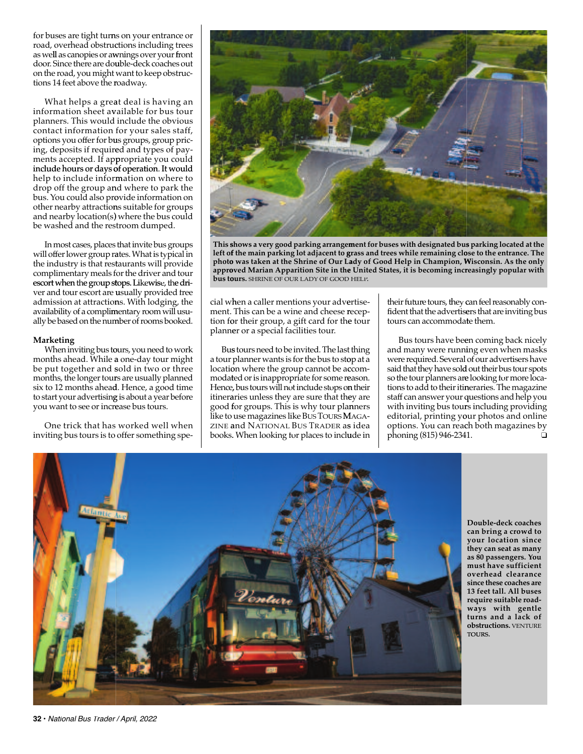for buses are tight turns on your entrance or road, overhead obstructions including trees as well as canopies or awnings over your front door. Since there are double-deck coaches out on the road, you might want to keep obstructions 14 feet above the roadway.

What helps a great deal is having an information sheet available for bus tour planners. This would include the obvious contact information for your sales staff, options you offer for bus groups, group pricing, deposits if required and types of payments accepted. If appropriate you could include hours or days of operation. It would help to include information on where to drop off the group and where to park the bus. You could also provide information on other nearby attractions suitable for groups and nearby location(s) where the bus could be washed and the restroom dumped.

In most cases, places that invite bus groups will offer lower group rates. What is typical in the industry is that restaurants will provide complimentary meals for the driver and tour escort when the group stops. Likewise, the driver and tour escort are usually provided free admission at attractions. With lodging, the availability of a complimentary room will usually be based on the number of rooms booked.

**Marketing**

When inviting bus tours, you need to work months ahead. While a one-day tour might be put together and sold in two or three months, the longer tours are usually planned six to 12 months ahead. Hence, a good time to start your advertising is about a year before you want to see or increase bus tours.

One trick that has worked well when inviting bus tours is to offer something special when a caller mentions your advertisement. This can be a wine and cheese reception for their group, a gift card for the tour planner or a special facilities tour.

Bus tours need to be invited. The last thing a tour planner wants is for the bus to stop at a location where the group cannot be accommodated or is inappropriate for some reason. Hence, bus tours will not include stops on their itineraries unless they are sure that they are good for groups. This is why tour planners like to use magazines like BUS TOURS MAGAZINE and NATIONAL BUS TRADER as idea books. When looking for places to include in their future tours, they can feel reasonably confident that the advertisers that are inviting bus tours can accommodate them.

Bus tours have been coming back nicely and many were running even when masks were required. Several of our advertisers have said that they have sold out their bus tour spots so the tour planners are looking for more locations to add to their itineraries. The magazine staff can answer your questions and help you with inviting bus tours including providing editorial, printing your photos and online options. You can reach both magazines by phoning (815) 946-2341. ❏

**This shows a very good parking arrangement for buses with designated bus parking located at the left of the main parking lot adjacent to grass and trees while remaining close to the entrance. The photo was taken at the Shrine of Our Lady of Good Help in Champion, Wisconsin. As the only approved Marian Apparition Site in the United States, it is becoming increasingly popular with bus tours.** SHRINE OF OUR LADY OF GOOD HELP.

**Double-deck coaches can bring a crowd to your location since they can seat as many as 80 passengers. You must have sufficient overhead clearance since these coaches are 13 feet tall. All buses require suitable roadways with gentle turns and a lack of obstructions.** VENTURE TOURS.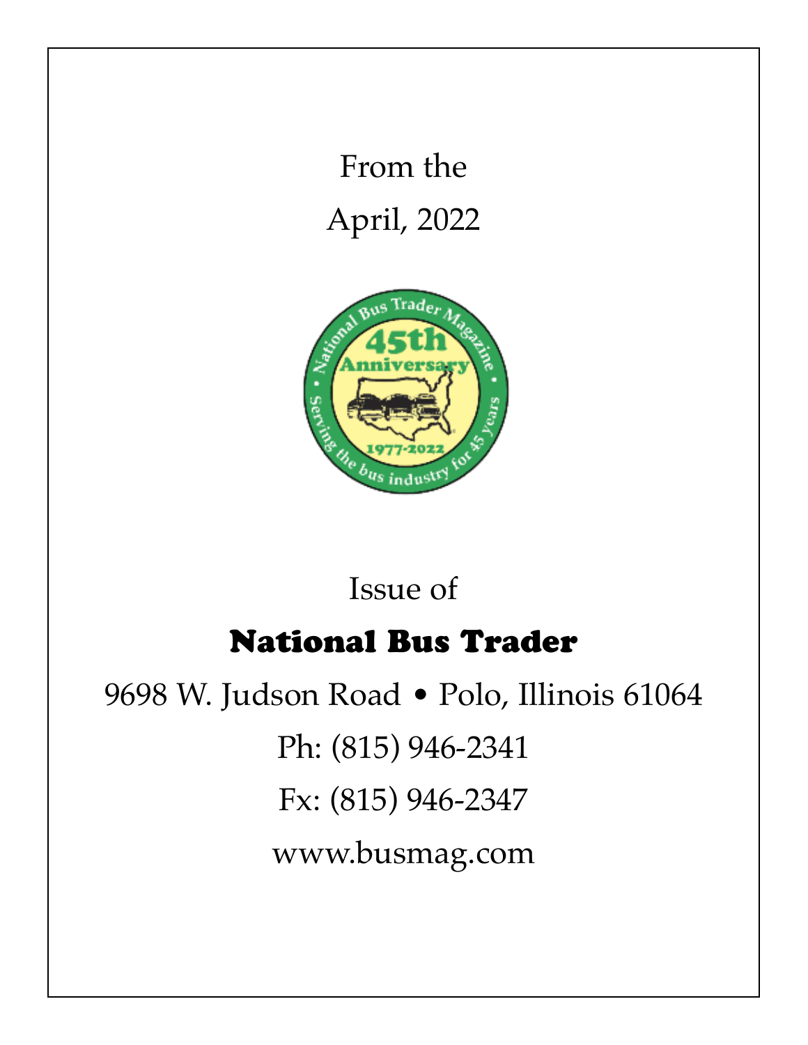From the

April, 2022

Issue of

# National Bus Trader

9698 W. Judson Road • Polo, Illinois 61064

Ph: (815) 946-2341

Fx: (815) 946-2347

www.busmag.com